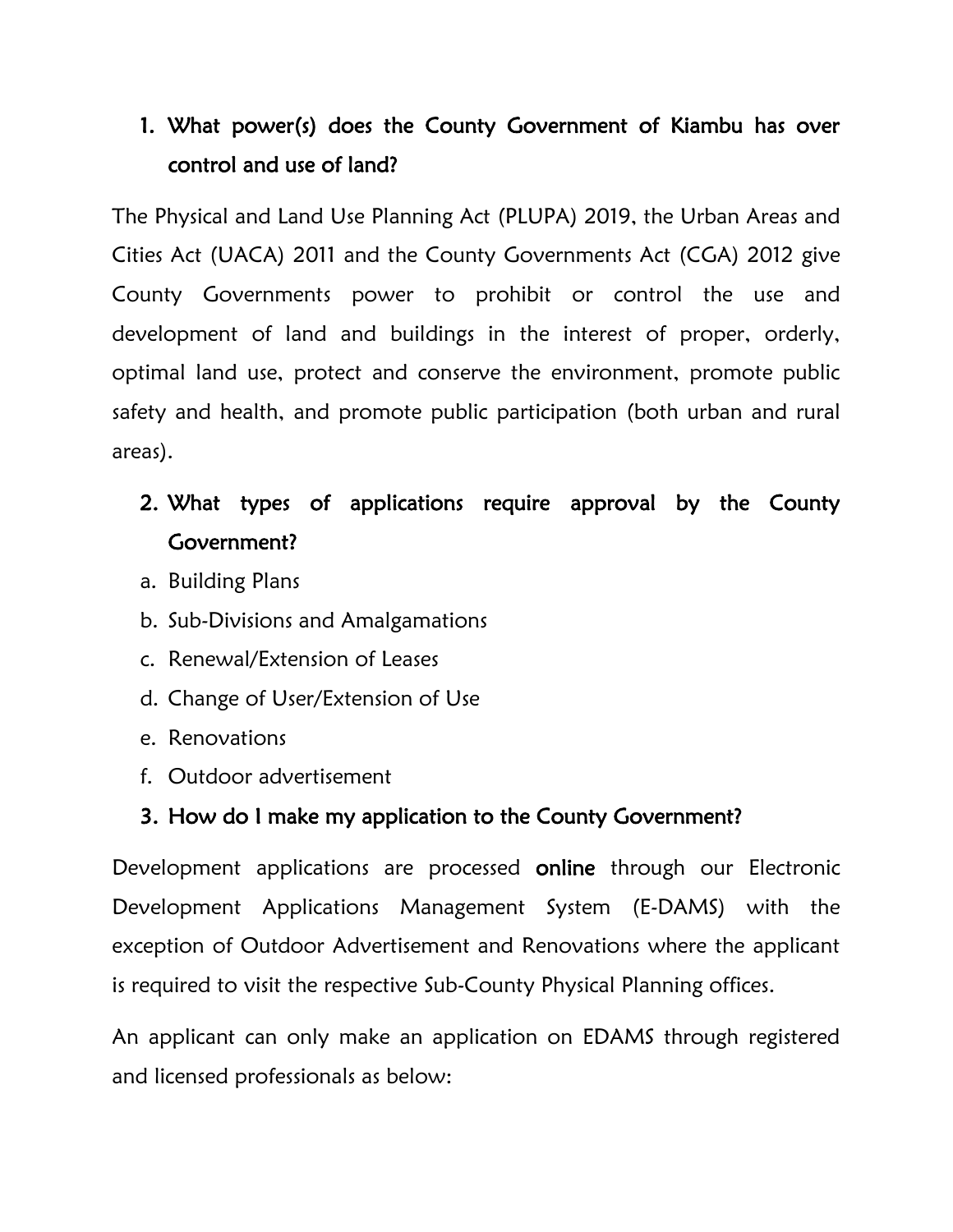1. **What power(s) does the County Government of Kiambu has over control and use of land?**

The Physical and Land Use Planning Act (PLUPA) 2019, the Urban Areas and Cities Act (UACA) 2011 and the County Governments Act (CGA) 2012 give County Governments power to prohibit or control the use and development of land and buildings in the interest of proper, orderly, optimal land use, protect and conserve the environment, promote public safety and health, and promote public participation (both urban and rural areas).

2. **What types of applications require approval by the County Government?**

a. Building Plans
b. Sub-Divisions and Amalgamations
c. Renewal/Extension of Leases
d. Change of User/Extension of Use
e. Renovations
f. Outdoor advertisement

3. **How do I make my application to the County Government?**

Development applications are processed **online** through our Electronic Development Applications Management System (E-DAMS) with the exception of Outdoor Advertisement and Renovations where the applicant is required to visit the respective Sub-County Physical Planning offices.

An applicant can only make an application on EDAMS through registered and licensed professionals as below: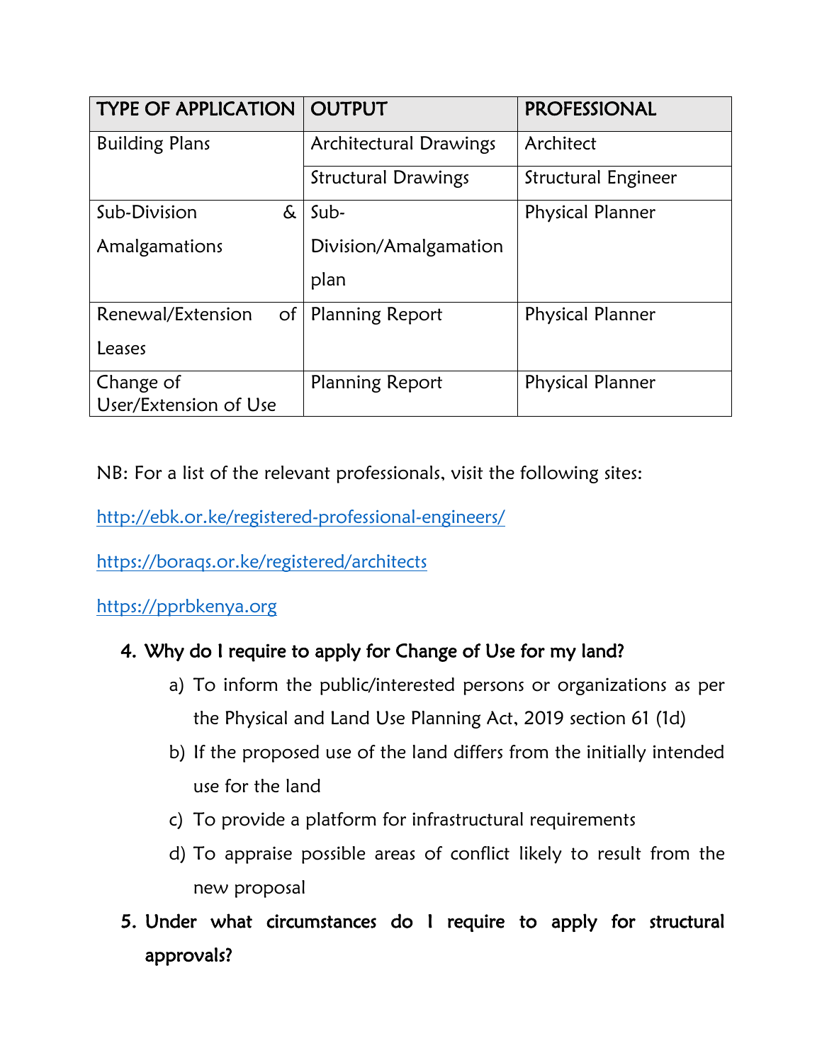| TYPE OF APPLICATION | OUTPUT | PROFESSIONAL |
|---|---|---|
| Building Plans | Architectural Drawings | Architect |
| | Structural Drawings | Structural Engineer |
| Sub-Division & Amalgamations | Sub-Division/Amalgamation plan | Physical Planner |
| Renewal/Extension of Leases | Planning Report | Physical Planner |
| Change of User/Extension of Use | Planning Report | Physical Planner |

NB: For a list of the relevant professionals, visit the following sites:

http://ebk.or.ke/registered-professional-engineers/

https://boraqs.or.ke/registered/architects

https://pprbkenya.org

4. **Why do I require to apply for Change of Use for my land?**
    a) To inform the public/interested persons or organizations as per the Physical and Land Use Planning Act, 2019 section 61 (1d)
    b) If the proposed use of the land differs from the initially intended use for the land
    c) To provide a platform for infrastructural requirements
    d) To appraise possible areas of conflict likely to result from the new proposal

5. **Under what circumstances do I require to apply for structural approvals?**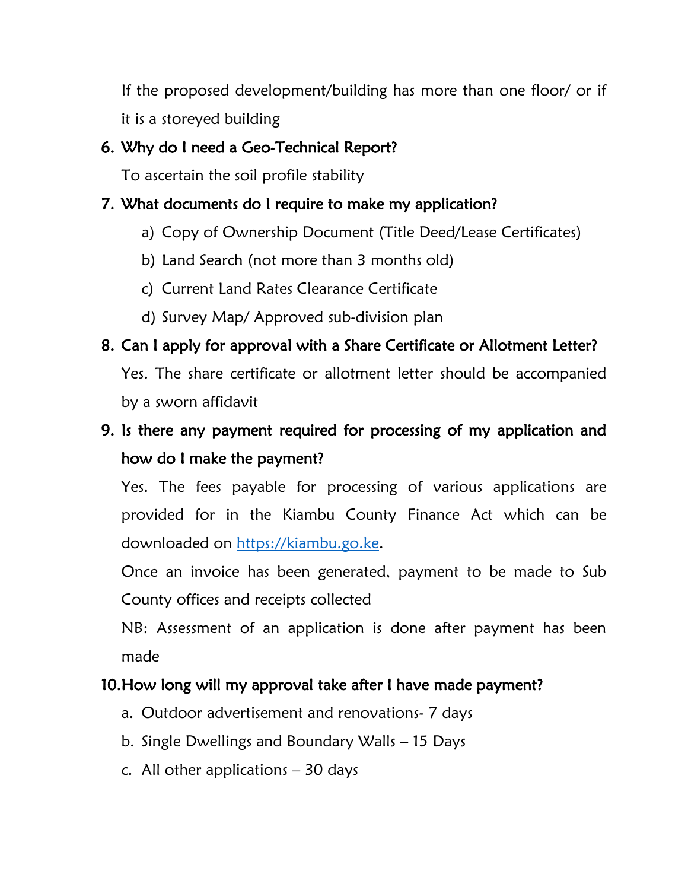If the proposed development/building has more than one floor/ or if it is a storeyed building

6. **Why do I need a Geo-Technical Report?**

   To ascertain the soil profile stability

7. **What documents do I require to make my application?**

   a) Copy of Ownership Document (Title Deed/Lease Certificates)

   b) Land Search (not more than 3 months old)

   c) Current Land Rates Clearance Certificate

   d) Survey Map/ Approved sub-division plan

8. **Can I apply for approval with a Share Certificate or Allotment Letter?**

   Yes. The share certificate or allotment letter should be accompanied by a sworn affidavit

9. **Is there any payment required for processing of my application and how do I make the payment?**

   Yes. The fees payable for processing of various applications are provided for in the Kiambu County Finance Act which can be downloaded on [https://kiambu.go.ke](https://kiambu.go.ke).

   Once an invoice has been generated, payment to be made to Sub County offices and receipts collected

   NB: Assessment of an application is done after payment has been made

10. **How long will my approval take after I have made payment?**

    a. Outdoor advertisement and renovations- 7 days

    b. Single Dwellings and Boundary Walls – 15 Days

    c. All other applications – 30 days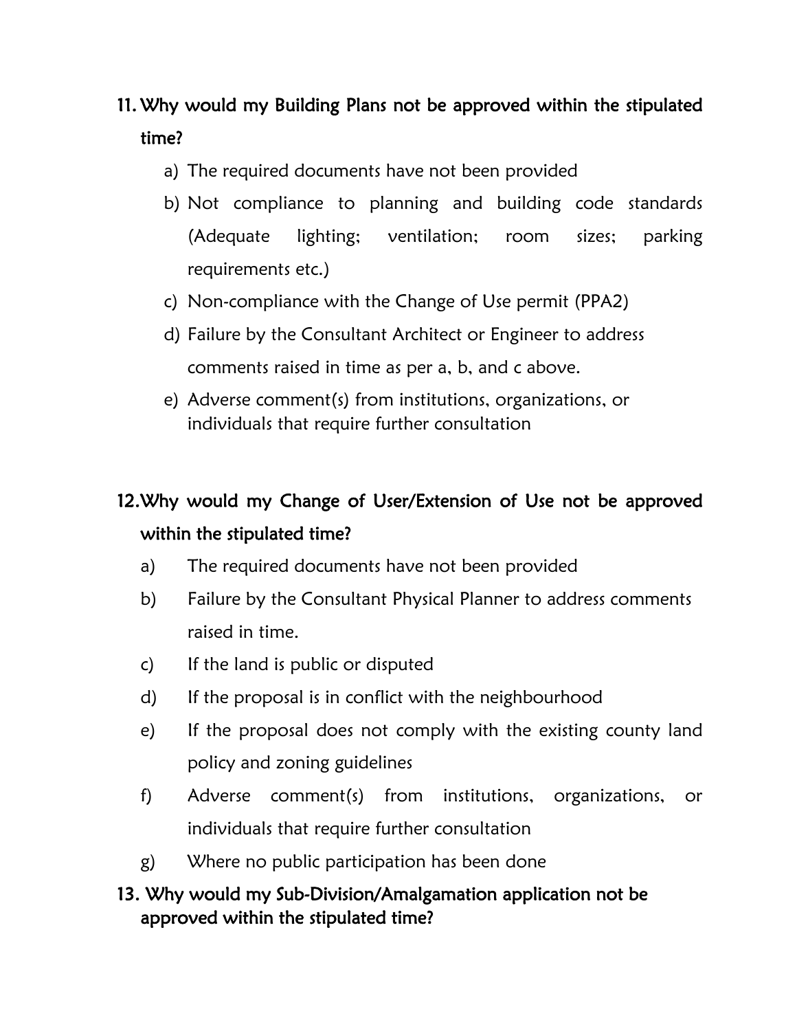11. **Why would my Building Plans not be approved within the stipulated time?**
    a) The required documents have not been provided
    b) Not compliance to planning and building code standards (Adequate lighting; ventilation; room sizes; parking requirements etc.)
    c) Non-compliance with the Change of Use permit (PPA2)
    d) Failure by the Consultant Architect or Engineer to address comments raised in time as per a, b, and c above.
    e) Adverse comment(s) from institutions, organizations, or individuals that require further consultation

12. **Why would my Change of User/Extension of Use not be approved within the stipulated time?**
    a) The required documents have not been provided
    b) Failure by the Consultant Physical Planner to address comments raised in time.
    c) If the land is public or disputed
    d) If the proposal is in conflict with the neighbourhood
    e) If the proposal does not comply with the existing county land policy and zoning guidelines
    f) Adverse comment(s) from institutions, organizations, or individuals that require further consultation
    g) Where no public participation has been done

13. **Why would my Sub-Division/Amalgamation application not be approved within the stipulated time?**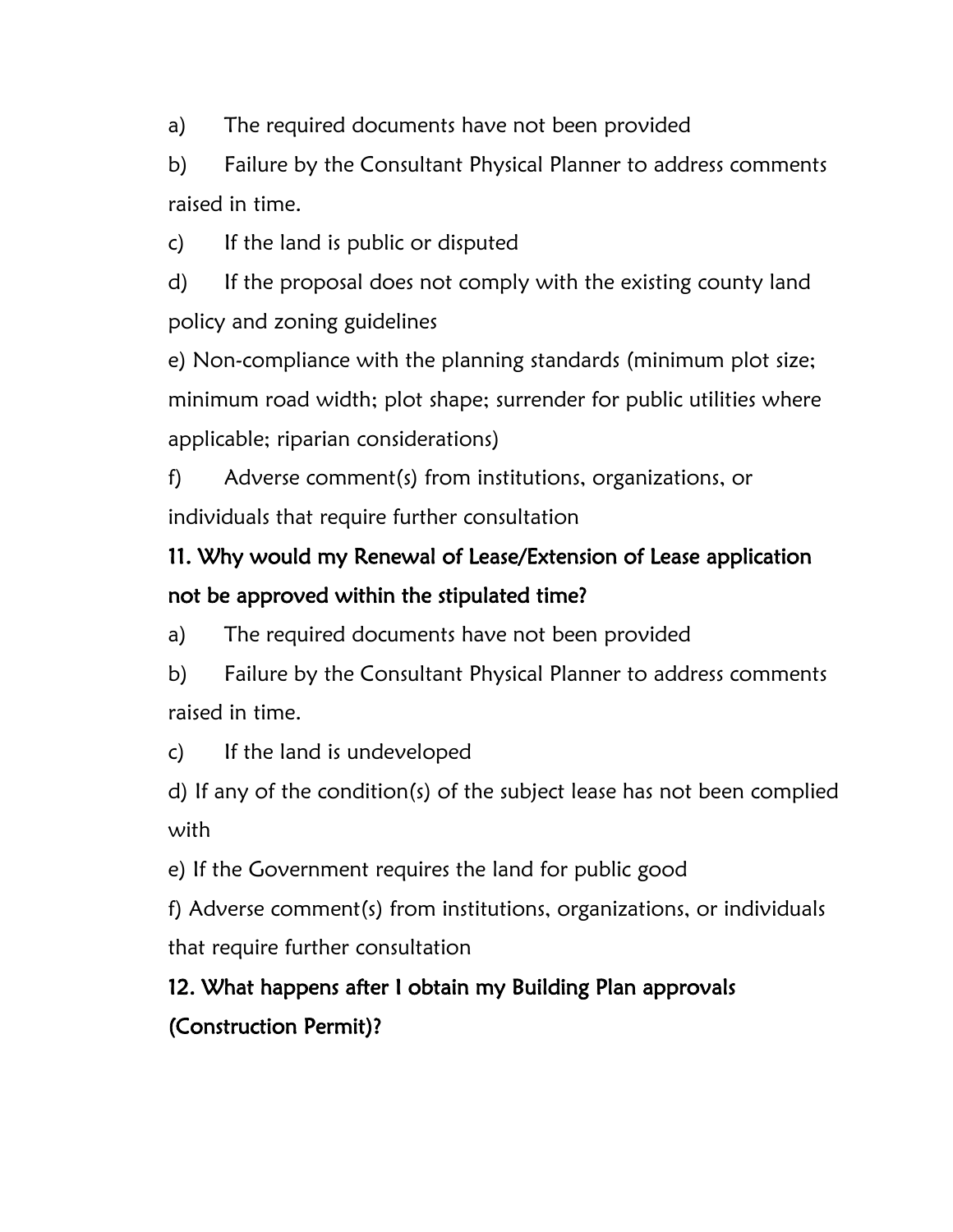a) The required documents have not been provided

b) Failure by the Consultant Physical Planner to address comments raised in time.

c) If the land is public or disputed

d) If the proposal does not comply with the existing county land policy and zoning guidelines

e) Non-compliance with the planning standards (minimum plot size; minimum road width; plot shape; surrender for public utilities where applicable; riparian considerations)

f) Adverse comment(s) from institutions, organizations, or individuals that require further consultation

## 11. Why would my Renewal of Lease/Extension of Lease application not be approved within the stipulated time?

a) The required documents have not been provided

b) Failure by the Consultant Physical Planner to address comments raised in time.

c) If the land is undeveloped

d) If any of the condition(s) of the subject lease has not been complied with

e) If the Government requires the land for public good

f) Adverse comment(s) from institutions, organizations, or individuals that require further consultation

## 12. What happens after I obtain my Building Plan approvals (Construction Permit)?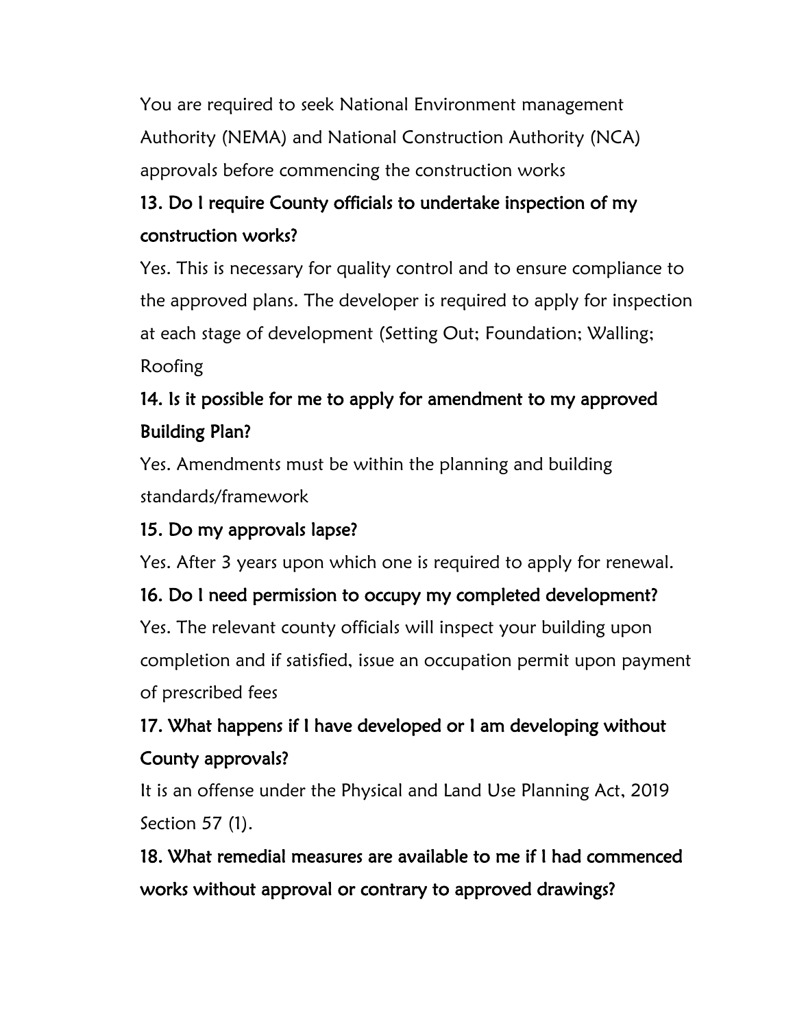You are required to seek National Environment management Authority (NEMA) and National Construction Authority (NCA) approvals before commencing the construction works

### 13. Do I require County officials to undertake inspection of my construction works?

Yes. This is necessary for quality control and to ensure compliance to the approved plans. The developer is required to apply for inspection at each stage of development (Setting Out; Foundation; Walling; Roofing

### 14. Is it possible for me to apply for amendment to my approved Building Plan?

Yes. Amendments must be within the planning and building standards/framework

### 15. Do my approvals lapse?

Yes. After 3 years upon which one is required to apply for renewal.

### 16. Do I need permission to occupy my completed development?

Yes. The relevant county officials will inspect your building upon completion and if satisfied, issue an occupation permit upon payment of prescribed fees

### 17. What happens if I have developed or I am developing without County approvals?

It is an offense under the Physical and Land Use Planning Act, 2019 Section 57 (1).

### 18. What remedial measures are available to me if I had commenced works without approval or contrary to approved drawings?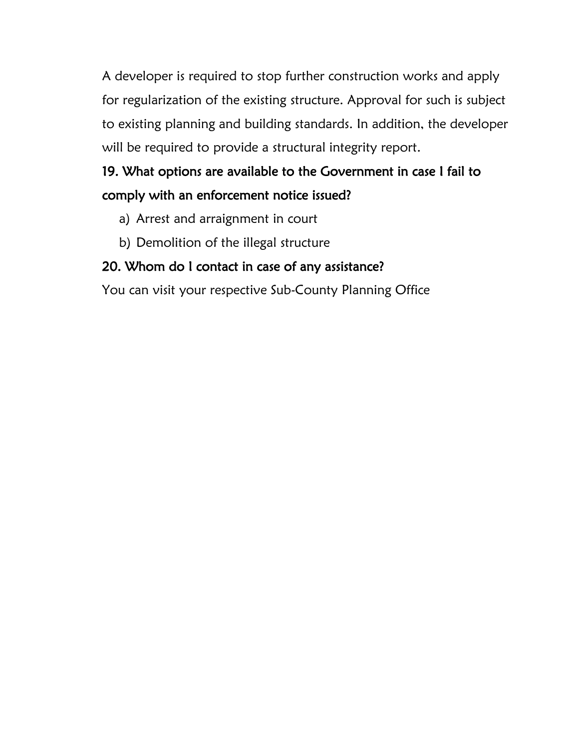A developer is required to stop further construction works and apply for regularization of the existing structure. Approval for such is subject to existing planning and building standards. In addition, the developer will be required to provide a structural integrity report.

### 19. What options are available to the Government in case I fail to comply with an enforcement notice issued?

a) Arrest and arraignment in court

b) Demolition of the illegal structure

### 20. Whom do I contact in case of any assistance?

You can visit your respective Sub-County Planning Office